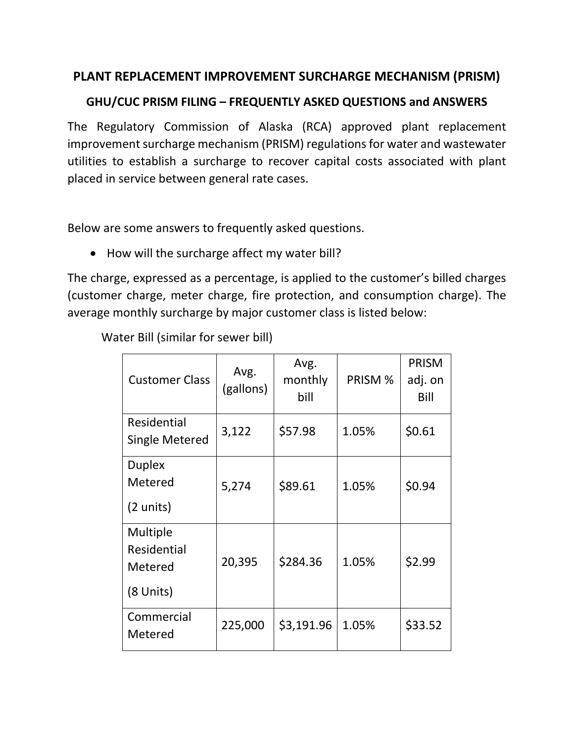# PLANT REPLACEMENT IMPROVEMENT SURCHARGE MECHANISM (PRISM)

## GHU/CUC PRISM FILING – FREQUENTLY ASKED QUESTIONS and ANSWERS

The Regulatory Commission of Alaska (RCA) approved plant replacement improvement surcharge mechanism (PRISM) regulations for water and wastewater utilities to establish a surcharge to recover capital costs associated with plant placed in service between general rate cases.

Below are some answers to frequently asked questions.

- How will the surcharge affect my water bill?

The charge, expressed as a percentage, is applied to the customer's billed charges (customer charge, meter charge, fire protection, and consumption charge). The average monthly surcharge by major customer class is listed below:

Water Bill (similar for sewer bill)

| Customer Class | Avg. (gallons) | Avg. monthly bill | PRISM % | PRISM adj. on Bill |
|---|---|---|---|---|
| Residential Single Metered | 3,122 | $57.98 | 1.05% | $0.61 |
| Duplex Metered (2 units) | 5,274 | $89.61 | 1.05% | $0.94 |
| Multiple Residential Metered (8 Units) | 20,395 | $284.36 | 1.05% | $2.99 |
| Commercial Metered | 225,000 | $3,191.96 | 1.05% | $33.52 |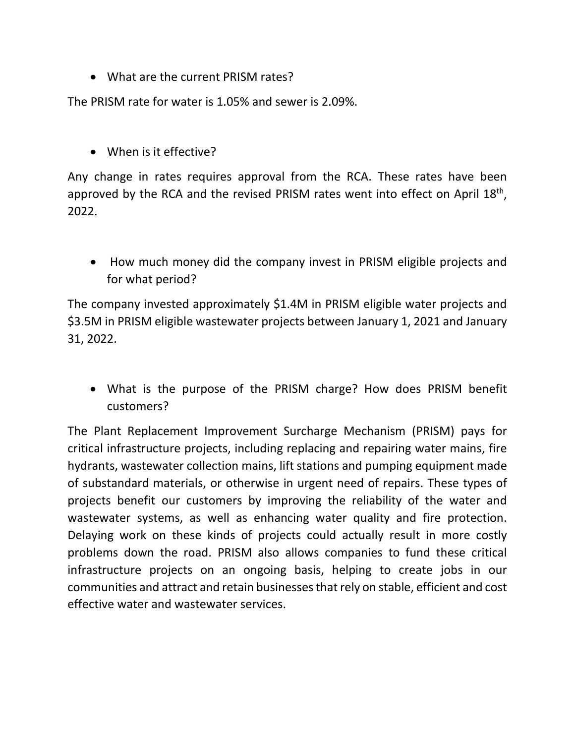- What are the current PRISM rates?

The PRISM rate for water is 1.05% and sewer is 2.09%.

- When is it effective?

Any change in rates requires approval from the RCA. These rates have been approved by the RCA and the revised PRISM rates went into effect on April 18th, 2022.

- How much money did the company invest in PRISM eligible projects and for what period?

The company invested approximately $1.4M in PRISM eligible water projects and $3.5M in PRISM eligible wastewater projects between January 1, 2021 and January 31, 2022.

- What is the purpose of the PRISM charge? How does PRISM benefit customers?

The Plant Replacement Improvement Surcharge Mechanism (PRISM) pays for critical infrastructure projects, including replacing and repairing water mains, fire hydrants, wastewater collection mains, lift stations and pumping equipment made of substandard materials, or otherwise in urgent need of repairs. These types of projects benefit our customers by improving the reliability of the water and wastewater systems, as well as enhancing water quality and fire protection. Delaying work on these kinds of projects could actually result in more costly problems down the road. PRISM also allows companies to fund these critical infrastructure projects on an ongoing basis, helping to create jobs in our communities and attract and retain businesses that rely on stable, efficient and cost effective water and wastewater services.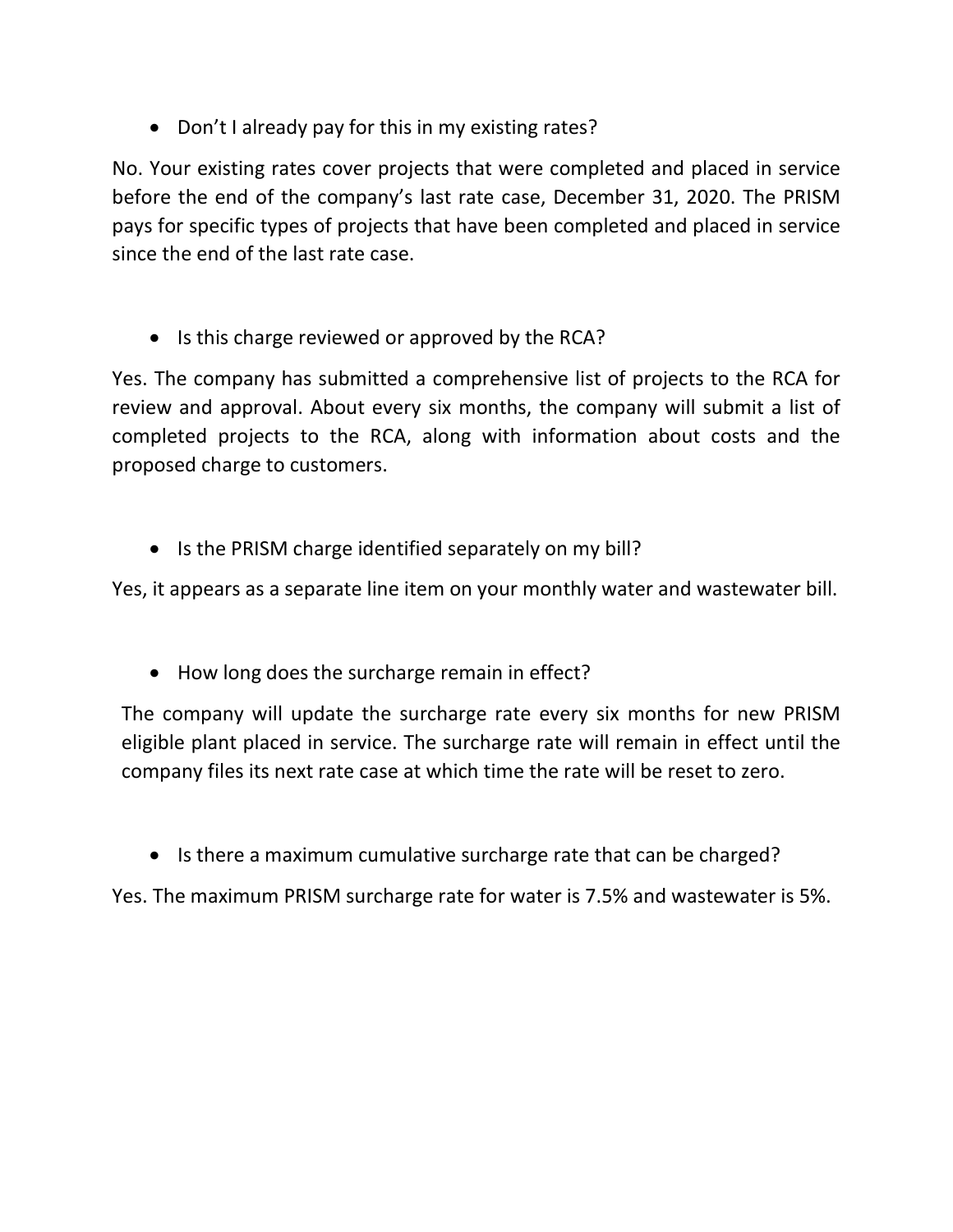- Don't I already pay for this in my existing rates?

No. Your existing rates cover projects that were completed and placed in service before the end of the company's last rate case, December 31, 2020. The PRISM pays for specific types of projects that have been completed and placed in service since the end of the last rate case.

- Is this charge reviewed or approved by the RCA?

Yes. The company has submitted a comprehensive list of projects to the RCA for review and approval. About every six months, the company will submit a list of completed projects to the RCA, along with information about costs and the proposed charge to customers.

- Is the PRISM charge identified separately on my bill?

Yes, it appears as a separate line item on your monthly water and wastewater bill.

- How long does the surcharge remain in effect?

The company will update the surcharge rate every six months for new PRISM eligible plant placed in service. The surcharge rate will remain in effect until the company files its next rate case at which time the rate will be reset to zero.

- Is there a maximum cumulative surcharge rate that can be charged?

Yes. The maximum PRISM surcharge rate for water is 7.5% and wastewater is 5%.